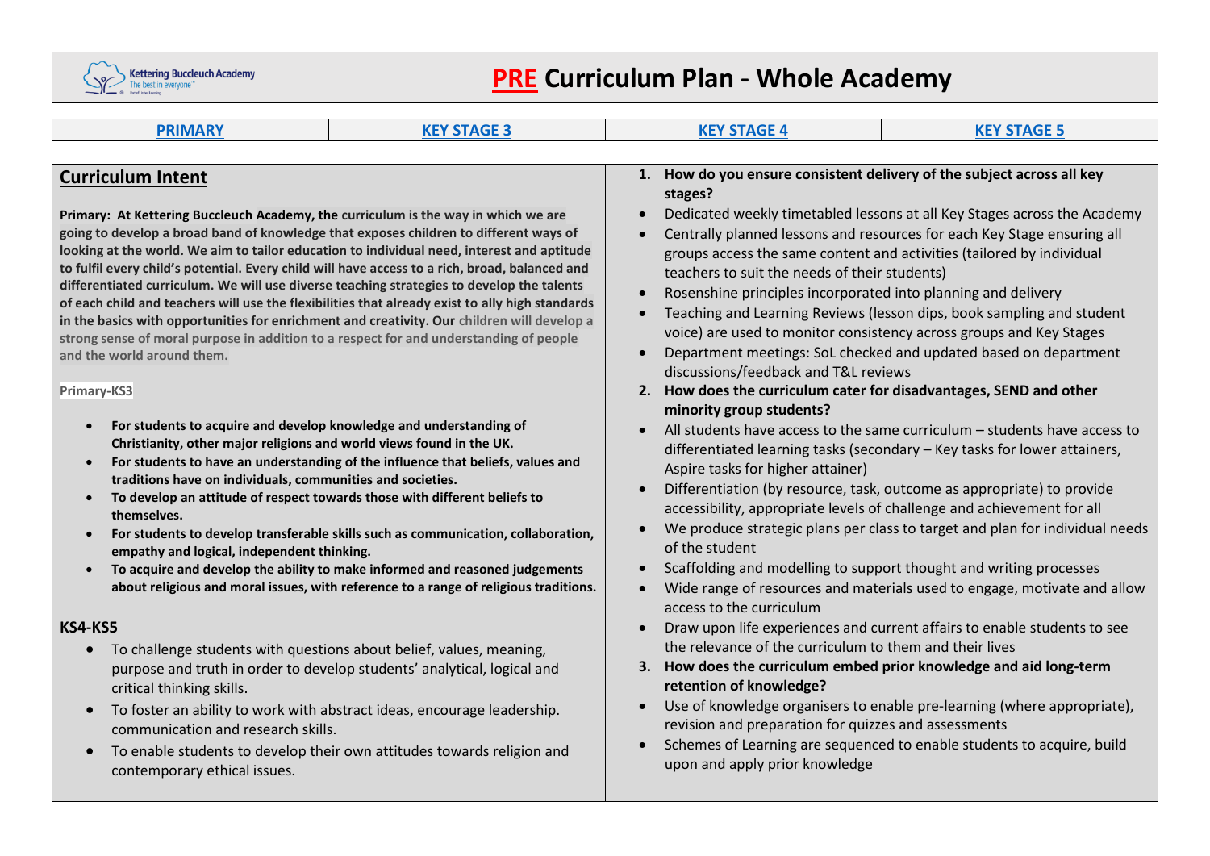Kettering Buccleuch Academy
The best in everyone

# PRE Curriculum Plan - Whole Academy

| PRIMARY | KEY STAGE 3 | KEY STAGE 4 | KEY STAGE 5 |
| --- | --- | --- | --- |

## Curriculum Intent

**Primary: At Kettering Buccleuch Academy, the curriculum is the way in which we are going to develop a broad band of knowledge that exposes children to different ways of looking at the world. We aim to tailor education to individual need, interest and aptitude to fulfil every child's potential. Every child will have access to a rich, broad, balanced and differentiated curriculum. We will use diverse teaching strategies to develop the talents of each child and teachers will use the flexibilities that already exist to ally high standards in the basics with opportunities for enrichment and creativity. Our children will develop a strong sense of moral purpose in addition to a respect for and understanding of people and the world around them.**

**Primary-KS3**

- **For students to acquire and develop knowledge and understanding of Christianity, other major religions and world views found in the UK.**
- **For students to have an understanding of the influence that beliefs, values and traditions have on individuals, communities and societies.**
- **To develop an attitude of respect towards those with different beliefs to themselves.**
- **For students to develop transferable skills such as communication, collaboration, empathy and logical, independent thinking.**
- **To acquire and develop the ability to make informed and reasoned judgements about religious and moral issues, with reference to a range of religious traditions.**

**KS4-KS5**

- To challenge students with questions about belief, values, meaning, purpose and truth in order to develop students' analytical, logical and critical thinking skills.
- To foster an ability to work with abstract ideas, encourage leadership. communication and research skills.
- To enable students to develop their own attitudes towards religion and contemporary ethical issues.

1. **How do you ensure consistent delivery of the subject across all key stages?**

- Dedicated weekly timetabled lessons at all Key Stages across the Academy
- Centrally planned lessons and resources for each Key Stage ensuring all groups access the same content and activities (tailored by individual teachers to suit the needs of their students)
- Rosenshine principles incorporated into planning and delivery
- Teaching and Learning Reviews (lesson dips, book sampling and student voice) are used to monitor consistency across groups and Key Stages
- Department meetings: SoL checked and updated based on department discussions/feedback and T&L reviews

2. **How does the curriculum cater for disadvantages, SEND and other minority group students?**

- All students have access to the same curriculum – students have access to differentiated learning tasks (secondary – Key tasks for lower attainers, Aspire tasks for higher attainer)
- Differentiation (by resource, task, outcome as appropriate) to provide accessibility, appropriate levels of challenge and achievement for all
- We produce strategic plans per class to target and plan for individual needs of the student
- Scaffolding and modelling to support thought and writing processes
- Wide range of resources and materials used to engage, motivate and allow access to the curriculum
- Draw upon life experiences and current affairs to enable students to see the relevance of the curriculum to them and their lives

3. **How does the curriculum embed prior knowledge and aid long-term retention of knowledge?**

- Use of knowledge organisers to enable pre-learning (where appropriate), revision and preparation for quizzes and assessments
- Schemes of Learning are sequenced to enable students to acquire, build upon and apply prior knowledge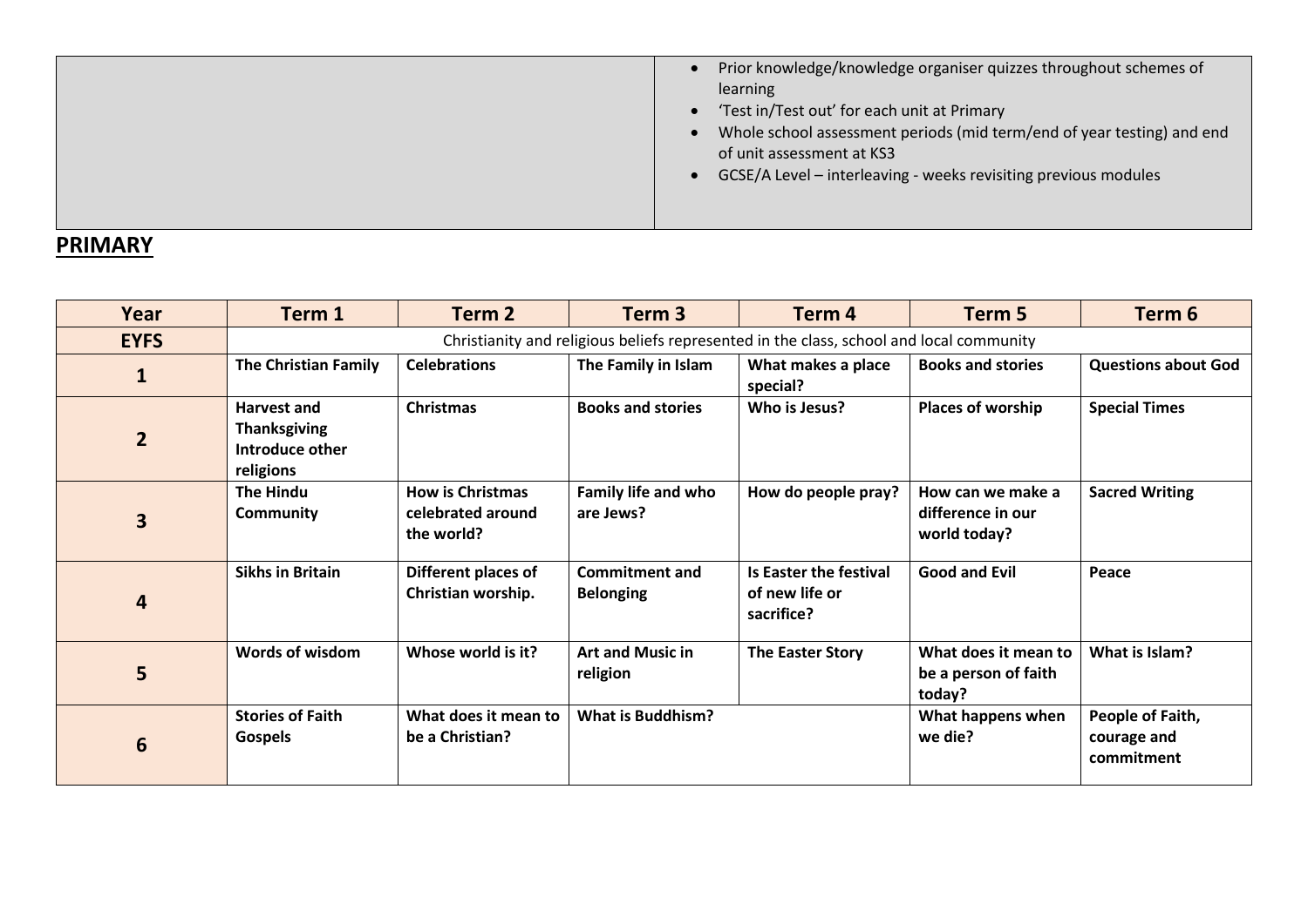| | |
|---|---|
| | <ul><li>Prior knowledge/knowledge organiser quizzes throughout schemes of learning</li><li>'Test in/Test out' for each unit at Primary</li><li>Whole school assessment periods (mid term/end of year testing) and end of unit assessment at KS3</li><li>GCSE/A Level – interleaving - weeks revisiting previous modules</li></ul> |

## PRIMARY

| Year | Term 1 | Term 2 | Term 3 | Term 4 | Term 5 | Term 6 |
|---|---|---|---|---|---|---|
| **EYFS** | Christianity and religious beliefs represented in the class, school and local community | | | | | |
| **1** | **The Christian Family** | **Celebrations** | **The Family in Islam** | **What makes a place special?** | **Books and stories** | **Questions about God** |
| **2** | **Harvest and Thanksgiving Introduce other religions** | **Christmas** | **Books and stories** | **Who is Jesus?** | **Places of worship** | **Special Times** |
| **3** | **The Hindu Community** | **How is Christmas celebrated around the world?** | **Family life and who are Jews?** | **How do people pray?** | **How can we make a difference in our world today?** | **Sacred Writing** |
| **4** | **Sikhs in Britain** | **Different places of Christian worship.** | **Commitment and Belonging** | **Is Easter the festival of new life or sacrifice?** | **Good and Evil** | **Peace** |
| **5** | **Words of wisdom** | **Whose world is it?** | **Art and Music in religion** | **The Easter Story** | **What does it mean to be a person of faith today?** | **What is Islam?** |
| **6** | **Stories of Faith Gospels** | **What does it mean to be a Christian?** | **What is Buddhism?** | | **What happens when we die?** | **People of Faith, courage and commitment** |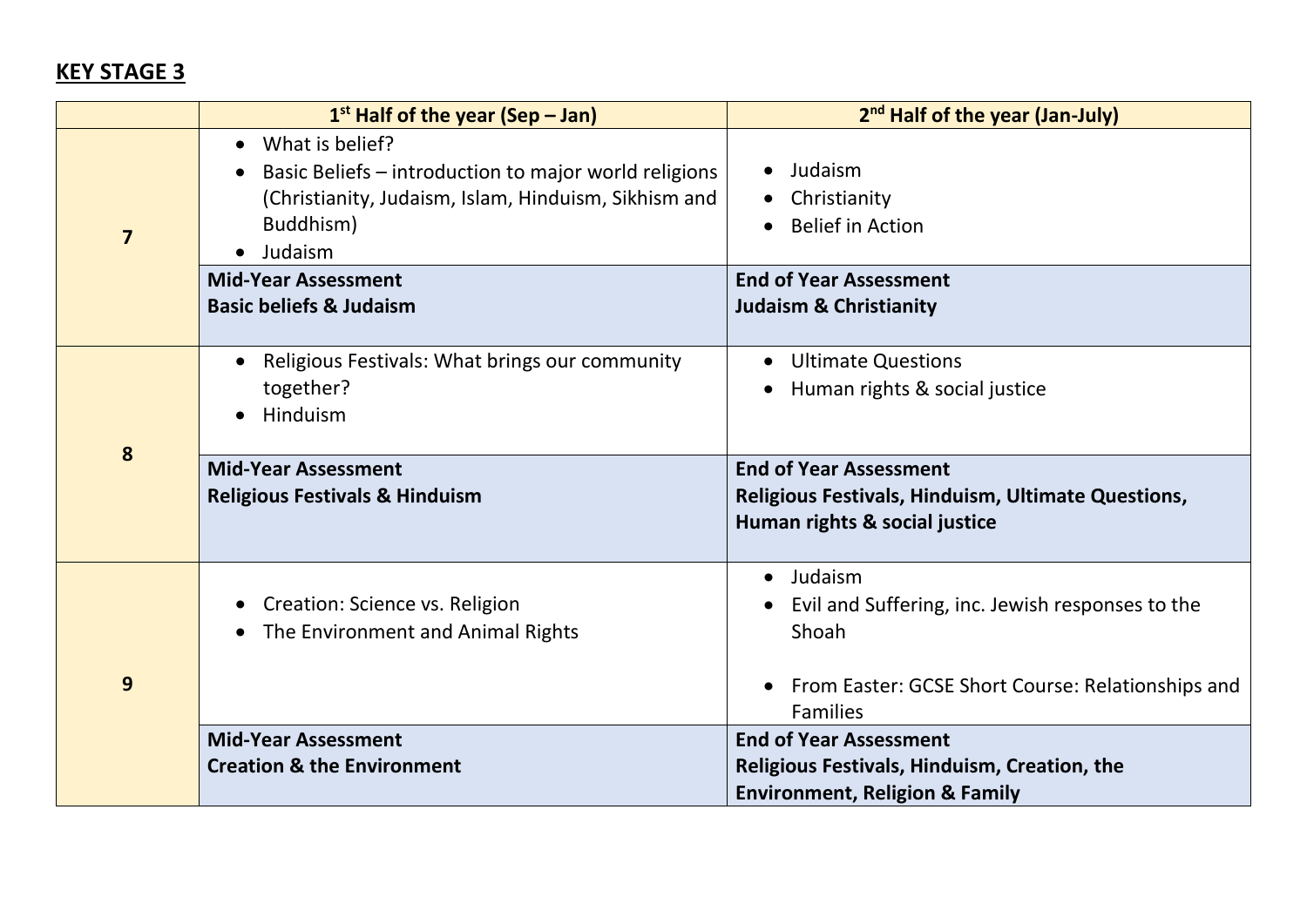## KEY STAGE 3

| | 1st Half of the year (Sep – Jan) | 2nd Half of the year (Jan-July) |
|---|---|---|
| 7 | • What is belief?<br>• Basic Beliefs – introduction to major world religions (Christianity, Judaism, Islam, Hinduism, Sikhism and Buddhism)<br>• Judaism | • Judaism<br>• Christianity<br>• Belief in Action |
| | **Mid-Year Assessment**<br>**Basic beliefs & Judaism** | **End of Year Assessment**<br>**Judaism & Christianity** |
| 8 | • Religious Festivals: What brings our community together?<br>• Hinduism | • Ultimate Questions<br>• Human rights & social justice |
| | **Mid-Year Assessment**<br>**Religious Festivals & Hinduism** | **End of Year Assessment**<br>**Religious Festivals, Hinduism, Ultimate Questions, Human rights & social justice** |
| 9 | • Creation: Science vs. Religion<br>• The Environment and Animal Rights | • Judaism<br>• Evil and Suffering, inc. Jewish responses to the Shoah<br><br>• From Easter: GCSE Short Course: Relationships and Families |
| | **Mid-Year Assessment**<br>**Creation & the Environment** | **End of Year Assessment**<br>**Religious Festivals, Hinduism, Creation, the Environment, Religion & Family** |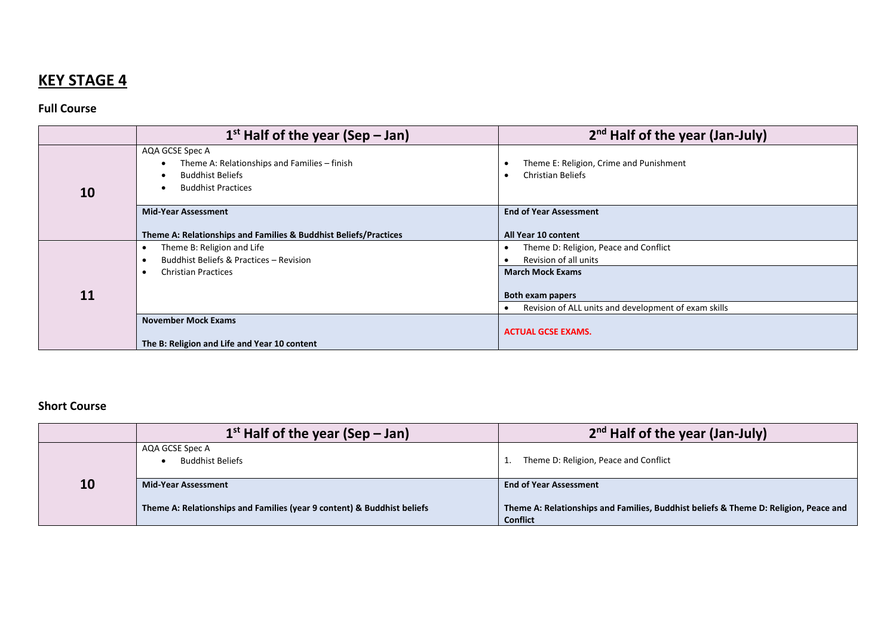# KEY STAGE 4

### Full Course

| | 1st Half of the year (Sep – Jan) | 2nd Half of the year (Jan-July) |
|---|---|---|
| **10** | AQA GCSE Spec A<br>• Theme A: Relationships and Families – finish<br>• Buddhist Beliefs<br>• Buddhist Practices | • Theme E: Religion, Crime and Punishment<br>• Christian Beliefs |
| | **Mid-Year Assessment**<br><br>**Theme A: Relationships and Families & Buddhist Beliefs/Practices** | **End of Year Assessment**<br><br>**All Year 10 content** |
| **11** | • Theme B: Religion and Life<br>• Buddhist Beliefs & Practices – Revision<br>• Christian Practices | • Theme D: Religion, Peace and Conflict<br>• Revision of all units<br>**March Mock Exams**<br><br>**Both exam papers**<br>• Revision of ALL units and development of exam skills |
| | **November Mock Exams**<br><br>**The B: Religion and Life and Year 10 content** | **ACTUAL GCSE EXAMS.** |

### Short Course

| | 1st Half of the year (Sep – Jan) | 2nd Half of the year (Jan-July) |
|---|---|---|
| **10** | AQA GCSE Spec A<br>• Buddhist Beliefs | 1. Theme D: Religion, Peace and Conflict |
| | **Mid-Year Assessment**<br><br>**Theme A: Relationships and Families (year 9 content) & Buddhist beliefs** | **End of Year Assessment**<br><br>**Theme A: Relationships and Families, Buddhist beliefs & Theme D: Religion, Peace and Conflict** |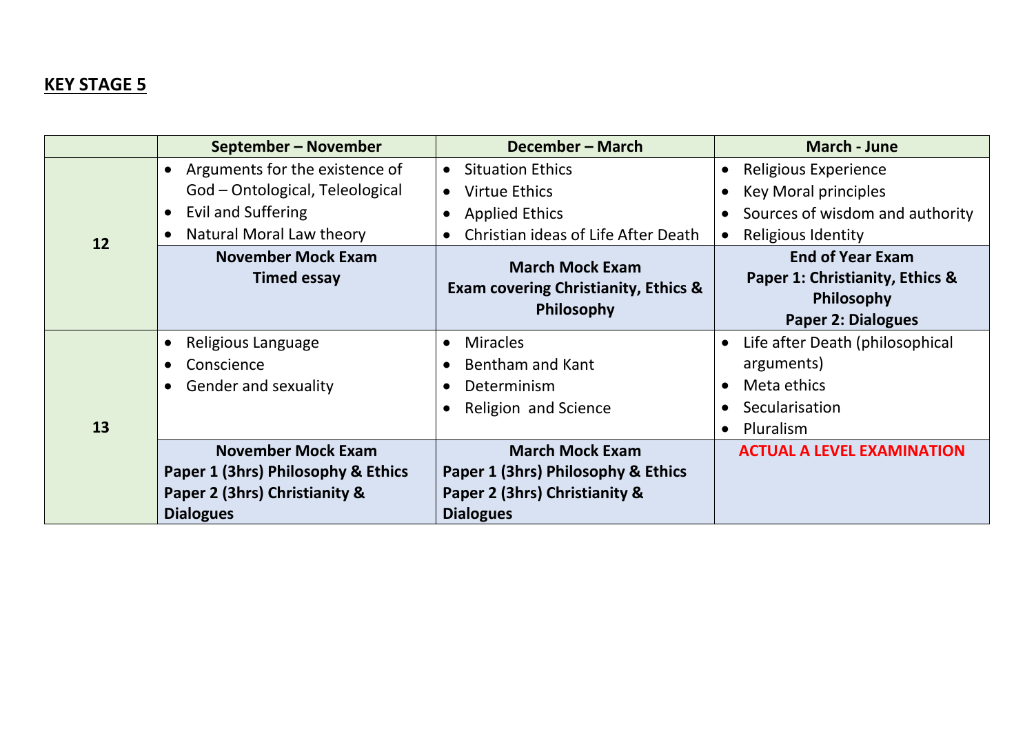## **KEY STAGE 5**

| | **September – November** | **December – March** | **March - June** |
|---|---|---|---|
| **12** | • Arguments for the existence of God – Ontological, Teleological<br>• Evil and Suffering<br>• Natural Moral Law theory | • Situation Ethics<br>• Virtue Ethics<br>• Applied Ethics<br>• Christian ideas of Life After Death | • Religious Experience<br>• Key Moral principles<br>• Sources of wisdom and authority<br>• Religious Identity |
| | **November Mock Exam**<br>**Timed essay** | **March Mock Exam**<br>**Exam covering Christianity, Ethics & Philosophy** | **End of Year Exam**<br>**Paper 1: Christianity, Ethics & Philosophy**<br>**Paper 2: Dialogues** |
| **13** | • Religious Language<br>• Conscience<br>• Gender and sexuality | • Miracles<br>• Bentham and Kant<br>• Determinism<br>• Religion and Science | • Life after Death (philosophical arguments)<br>• Meta ethics<br>• Secularisation<br>• Pluralism |
| | **November Mock Exam**<br>**Paper 1 (3hrs) Philosophy & Ethics**<br>**Paper 2 (3hrs) Christianity & Dialogues** | **March Mock Exam**<br>**Paper 1 (3hrs) Philosophy & Ethics**<br>**Paper 2 (3hrs) Christianity & Dialogues** | **ACTUAL A LEVEL EXAMINATION** |